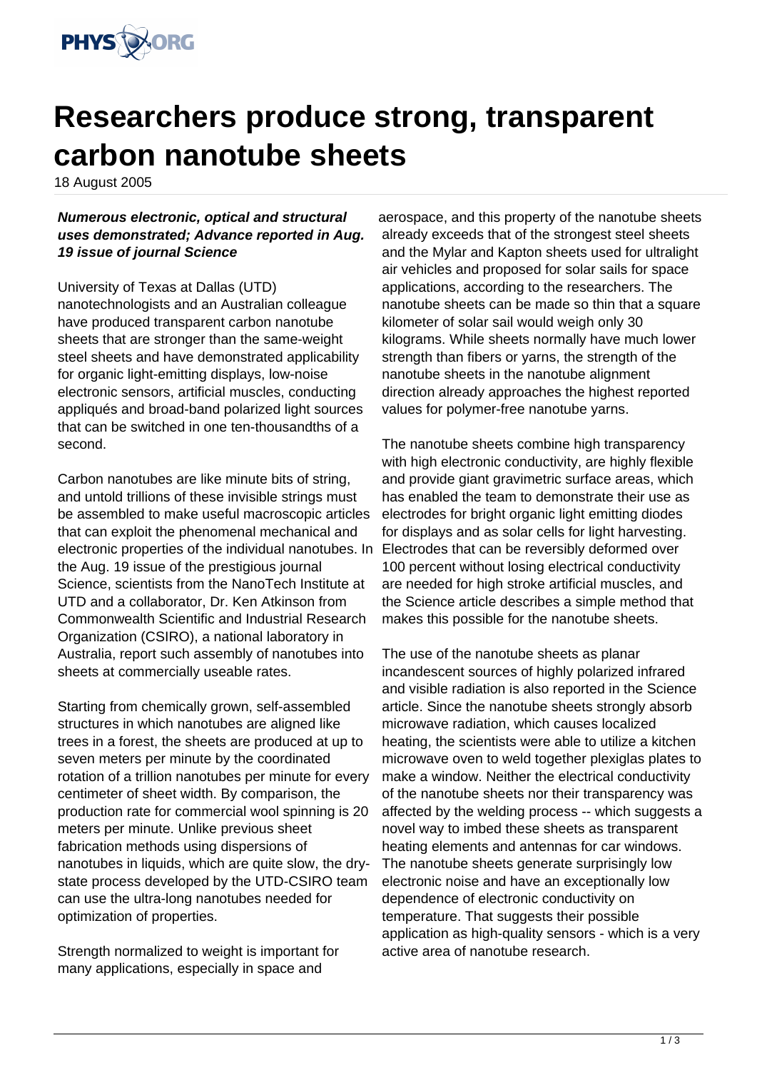# Researchers produce strong, transparent carbon nanotube sheets

18 August 2005

***Numerous electronic, optical and structural uses demonstrated; Advance reported in Aug. 19 issue of journal Science***

University of Texas at Dallas (UTD) nanotechnologists and an Australian colleague have produced transparent carbon nanotube sheets that are stronger than the same-weight steel sheets and have demonstrated applicability for organic light-emitting displays, low-noise electronic sensors, artificial muscles, conducting appliqués and broad-band polarized light sources that can be switched in one ten-thousandths of a second.

Carbon nanotubes are like minute bits of string, and untold trillions of these invisible strings must be assembled to make useful macroscopic articles that can exploit the phenomenal mechanical and electronic properties of the individual nanotubes. In the Aug. 19 issue of the prestigious journal Science, scientists from the NanoTech Institute at UTD and a collaborator, Dr. Ken Atkinson from Commonwealth Scientific and Industrial Research Organization (CSIRO), a national laboratory in Australia, report such assembly of nanotubes into sheets at commercially useable rates.

Starting from chemically grown, self-assembled structures in which nanotubes are aligned like trees in a forest, the sheets are produced at up to seven meters per minute by the coordinated rotation of a trillion nanotubes per minute for every centimeter of sheet width. By comparison, the production rate for commercial wool spinning is 20 meters per minute. Unlike previous sheet fabrication methods using dispersions of nanotubes in liquids, which are quite slow, the dry-state process developed by the UTD-CSIRO team can use the ultra-long nanotubes needed for optimization of properties.

Strength normalized to weight is important for many applications, especially in space and aerospace, and this property of the nanotube sheets already exceeds that of the strongest steel sheets and the Mylar and Kapton sheets used for ultralight air vehicles and proposed for solar sails for space applications, according to the researchers. The nanotube sheets can be made so thin that a square kilometer of solar sail would weigh only 30 kilograms. While sheets normally have much lower strength than fibers or yarns, the strength of the nanotube sheets in the nanotube alignment direction already approaches the highest reported values for polymer-free nanotube yarns.

The nanotube sheets combine high transparency with high electronic conductivity, are highly flexible and provide giant gravimetric surface areas, which has enabled the team to demonstrate their use as electrodes for bright organic light emitting diodes for displays and as solar cells for light harvesting. Electrodes that can be reversibly deformed over 100 percent without losing electrical conductivity are needed for high stroke artificial muscles, and the Science article describes a simple method that makes this possible for the nanotube sheets.

The use of the nanotube sheets as planar incandescent sources of highly polarized infrared and visible radiation is also reported in the Science article. Since the nanotube sheets strongly absorb microwave radiation, which causes localized heating, the scientists were able to utilize a kitchen microwave oven to weld together plexiglas plates to make a window. Neither the electrical conductivity of the nanotube sheets nor their transparency was affected by the welding process -- which suggests a novel way to imbed these sheets as transparent heating elements and antennas for car windows. The nanotube sheets generate surprisingly low electronic noise and have an exceptionally low dependence of electronic conductivity on temperature. That suggests their possible application as high-quality sensors - which is a very active area of nanotube research.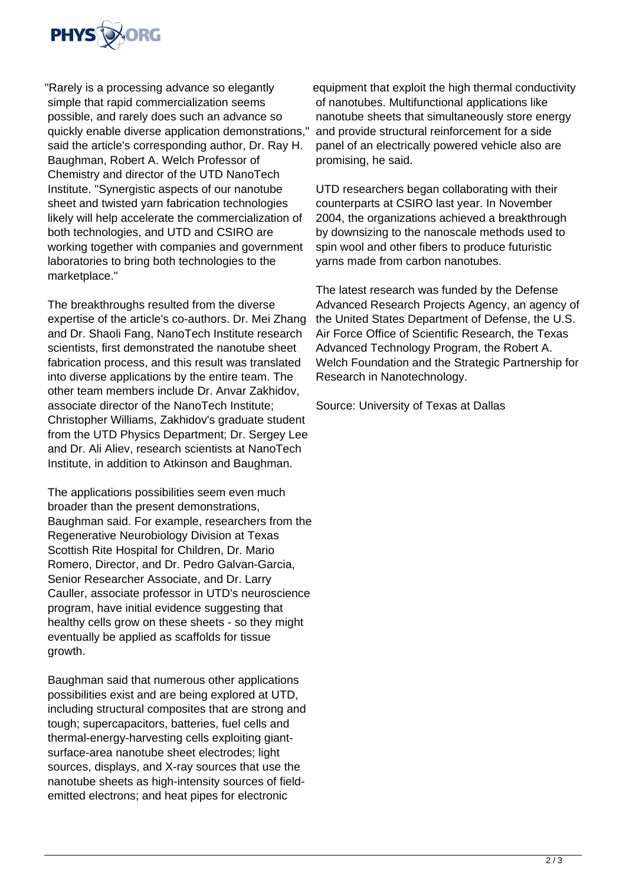"Rarely is a processing advance so elegantly simple that rapid commercialization seems possible, and rarely does such an advance so quickly enable diverse application demonstrations," said the article's corresponding author, Dr. Ray H. Baughman, Robert A. Welch Professor of Chemistry and director of the UTD NanoTech Institute. "Synergistic aspects of our nanotube sheet and twisted yarn fabrication technologies likely will help accelerate the commercialization of both technologies, and UTD and CSIRO are working together with companies and government laboratories to bring both technologies to the marketplace."

The breakthroughs resulted from the diverse expertise of the article's co-authors. Dr. Mei Zhang and Dr. Shaoli Fang, NanoTech Institute research scientists, first demonstrated the nanotube sheet fabrication process, and this result was translated into diverse applications by the entire team. The other team members include Dr. Anvar Zakhidov, associate director of the NanoTech Institute; Christopher Williams, Zakhidov's graduate student from the UTD Physics Department; Dr. Sergey Lee and Dr. Ali Aliev, research scientists at NanoTech Institute, in addition to Atkinson and Baughman.

The applications possibilities seem even much broader than the present demonstrations, Baughman said. For example, researchers from the Regenerative Neurobiology Division at Texas Scottish Rite Hospital for Children, Dr. Mario Romero, Director, and Dr. Pedro Galvan-Garcia, Senior Researcher Associate, and Dr. Larry Cauller, associate professor in UTD's neuroscience program, have initial evidence suggesting that healthy cells grow on these sheets - so they might eventually be applied as scaffolds for tissue growth.

Baughman said that numerous other applications possibilities exist and are being explored at UTD, including structural composites that are strong and tough; supercapacitors, batteries, fuel cells and thermal-energy-harvesting cells exploiting giant-surface-area nanotube sheet electrodes; light sources, displays, and X-ray sources that use the nanotube sheets as high-intensity sources of field-emitted electrons; and heat pipes for electronic equipment that exploit the high thermal conductivity of nanotubes. Multifunctional applications like nanotube sheets that simultaneously store energy and provide structural reinforcement for a side panel of an electrically powered vehicle also are promising, he said.

UTD researchers began collaborating with their counterparts at CSIRO last year. In November 2004, the organizations achieved a breakthrough by downsizing to the nanoscale methods used to spin wool and other fibers to produce futuristic yarns made from carbon nanotubes.

The latest research was funded by the Defense Advanced Research Projects Agency, an agency of the United States Department of Defense, the U.S. Air Force Office of Scientific Research, the Texas Advanced Technology Program, the Robert A. Welch Foundation and the Strategic Partnership for Research in Nanotechnology.

Source: University of Texas at Dallas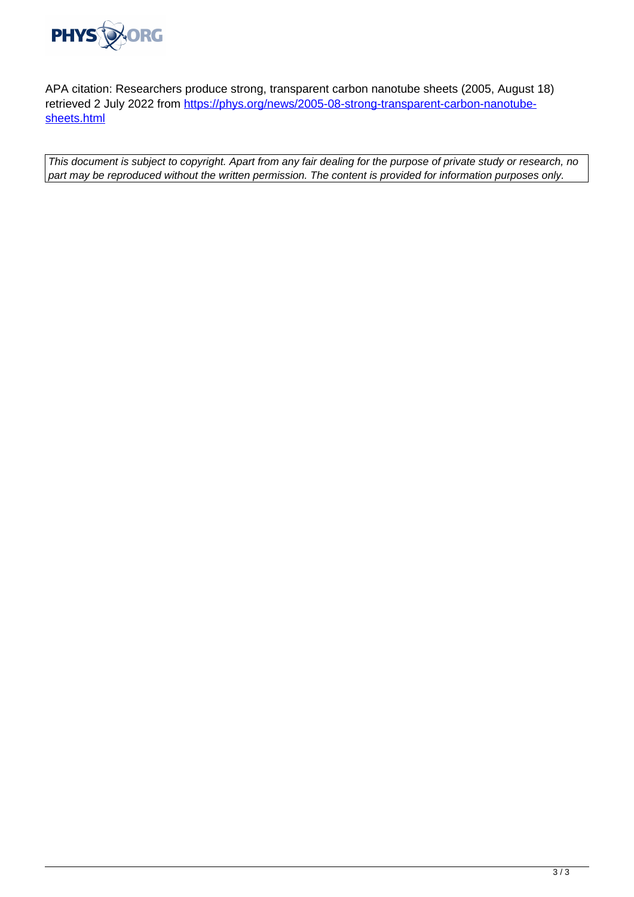APA citation: Researchers produce strong, transparent carbon nanotube sheets (2005, August 18) retrieved 2 July 2022 from [https://phys.org/news/2005-08-strong-transparent-carbon-nanotube-sheets.html](https://phys.org/news/2005-08-strong-transparent-carbon-nanotube-sheets.html)

*This document is subject to copyright. Apart from any fair dealing for the purpose of private study or research, no part may be reproduced without the written permission. The content is provided for information purposes only.*